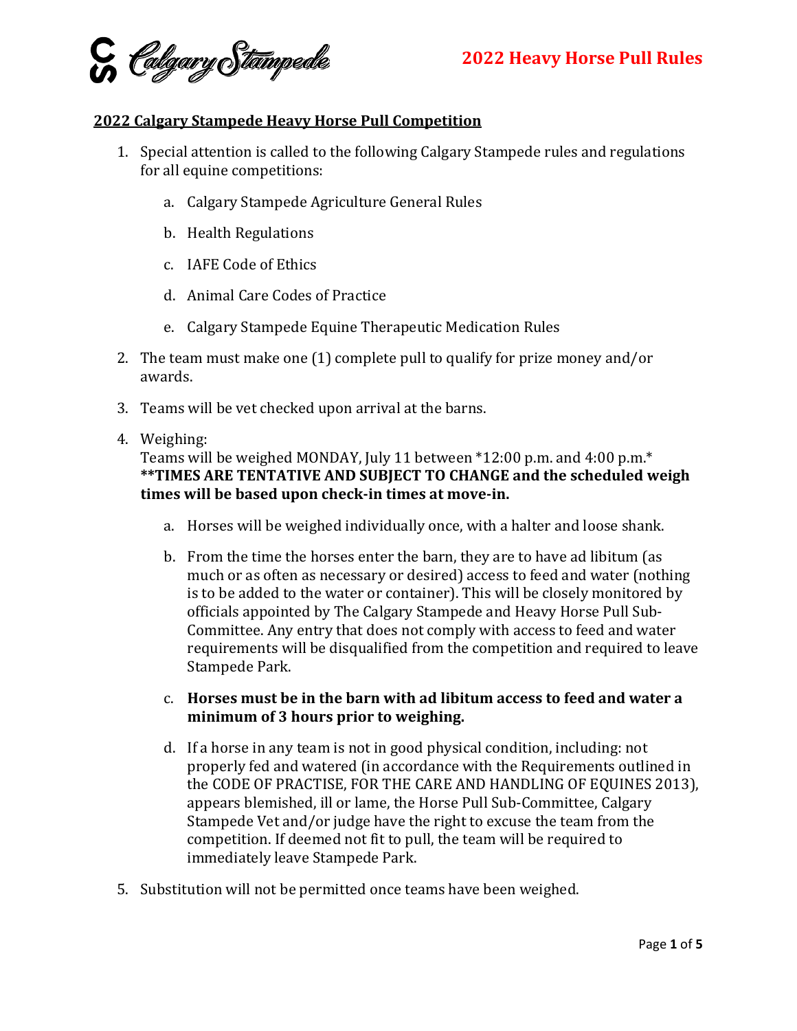## 2022 Calgary Stampede Heavy Horse Pull Competition

1. Special attention is called to the following Calgary Stampede rules and regulations for all equine competitions:

    a. Calgary Stampede Agriculture General Rules

    b. Health Regulations

    c. IAFE Code of Ethics

    d. Animal Care Codes of Practice

    e. Calgary Stampede Equine Therapeutic Medication Rules

2. The team must make one (1) complete pull to qualify for prize money and/or awards.

3. Teams will be vet checked upon arrival at the barns.

4. Weighing:
   Teams will be weighed MONDAY, July 11 between *12:00 p.m. and 4:00 p.m.*
   **\*\*TIMES ARE TENTATIVE AND SUBJECT TO CHANGE and the scheduled weigh times will be based upon check-in times at move-in.**

    a. Horses will be weighed individually once, with a halter and loose shank.

    b. From the time the horses enter the barn, they are to have ad libitum (as much or as often as necessary or desired) access to feed and water (nothing is to be added to the water or container). This will be closely monitored by officials appointed by The Calgary Stampede and Heavy Horse Pull Sub-Committee. Any entry that does not comply with access to feed and water requirements will be disqualified from the competition and required to leave Stampede Park.

    c. **Horses must be in the barn with ad libitum access to feed and water a minimum of 3 hours prior to weighing.**

    d. If a horse in any team is not in good physical condition, including: not properly fed and watered (in accordance with the Requirements outlined in the CODE OF PRACTISE, FOR THE CARE AND HANDLING OF EQUINES 2013), appears blemished, ill or lame, the Horse Pull Sub-Committee, Calgary Stampede Vet and/or judge have the right to excuse the team from the competition. If deemed not fit to pull, the team will be required to immediately leave Stampede Park.

5. Substitution will not be permitted once teams have been weighed.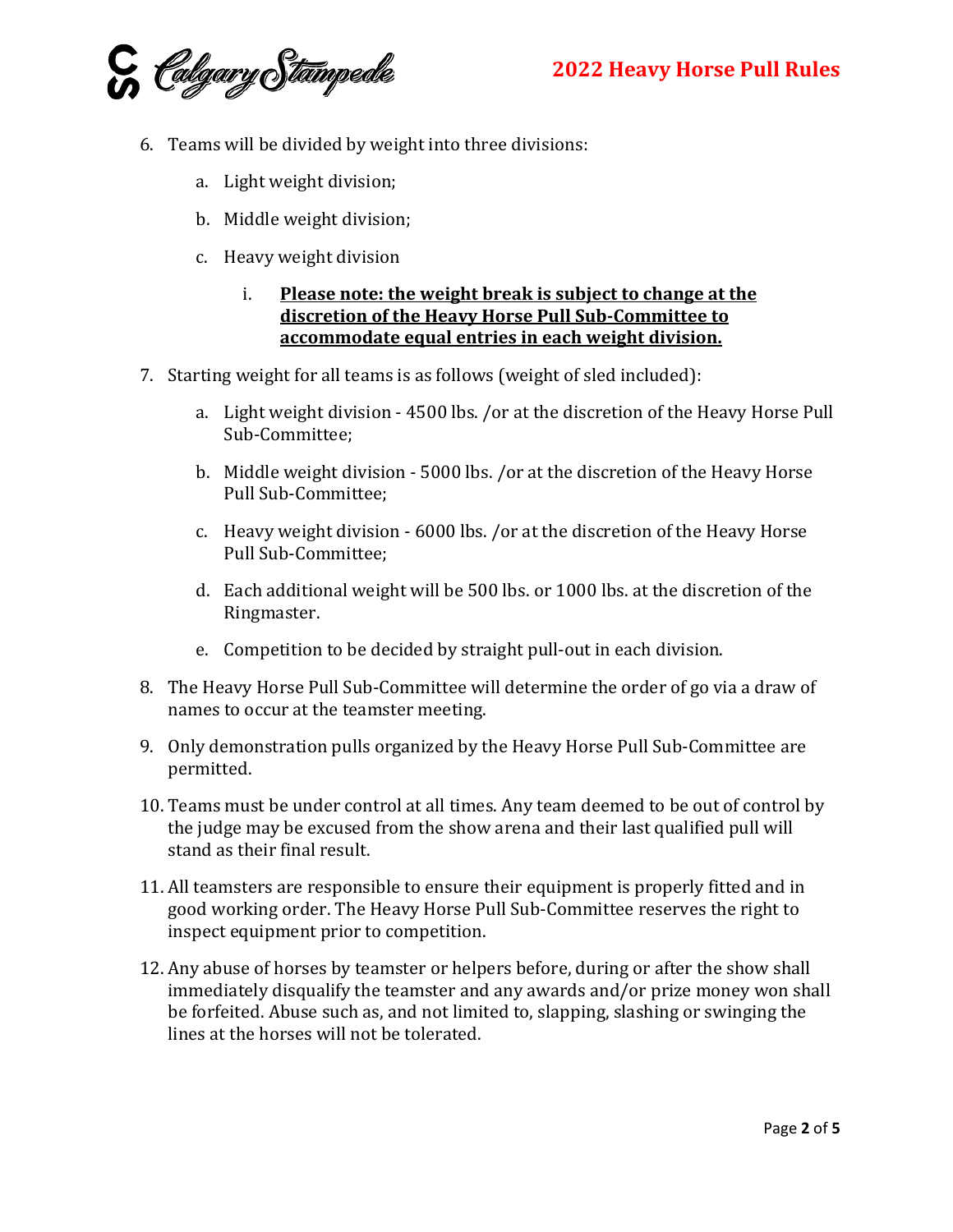6. Teams will be divided by weight into three divisions:

    a. Light weight division;

    b. Middle weight division;

    c. Heavy weight division

        i. **Please note: the weight break is subject to change at the discretion of the Heavy Horse Pull Sub-Committee to accommodate equal entries in each weight division.**

7. Starting weight for all teams is as follows (weight of sled included):

    a. Light weight division - 4500 lbs. /or at the discretion of the Heavy Horse Pull Sub-Committee;

    b. Middle weight division - 5000 lbs. /or at the discretion of the Heavy Horse Pull Sub-Committee;

    c. Heavy weight division - 6000 lbs. /or at the discretion of the Heavy Horse Pull Sub-Committee;

    d. Each additional weight will be 500 lbs. or 1000 lbs. at the discretion of the Ringmaster.

    e. Competition to be decided by straight pull-out in each division.

8. The Heavy Horse Pull Sub-Committee will determine the order of go via a draw of names to occur at the teamster meeting.

9. Only demonstration pulls organized by the Heavy Horse Pull Sub-Committee are permitted.

10. Teams must be under control at all times. Any team deemed to be out of control by the judge may be excused from the show arena and their last qualified pull will stand as their final result.

11. All teamsters are responsible to ensure their equipment is properly fitted and in good working order. The Heavy Horse Pull Sub-Committee reserves the right to inspect equipment prior to competition.

12. Any abuse of horses by teamster or helpers before, during or after the show shall immediately disqualify the teamster and any awards and/or prize money won shall be forfeited. Abuse such as, and not limited to, slapping, slashing or swinging the lines at the horses will not be tolerated.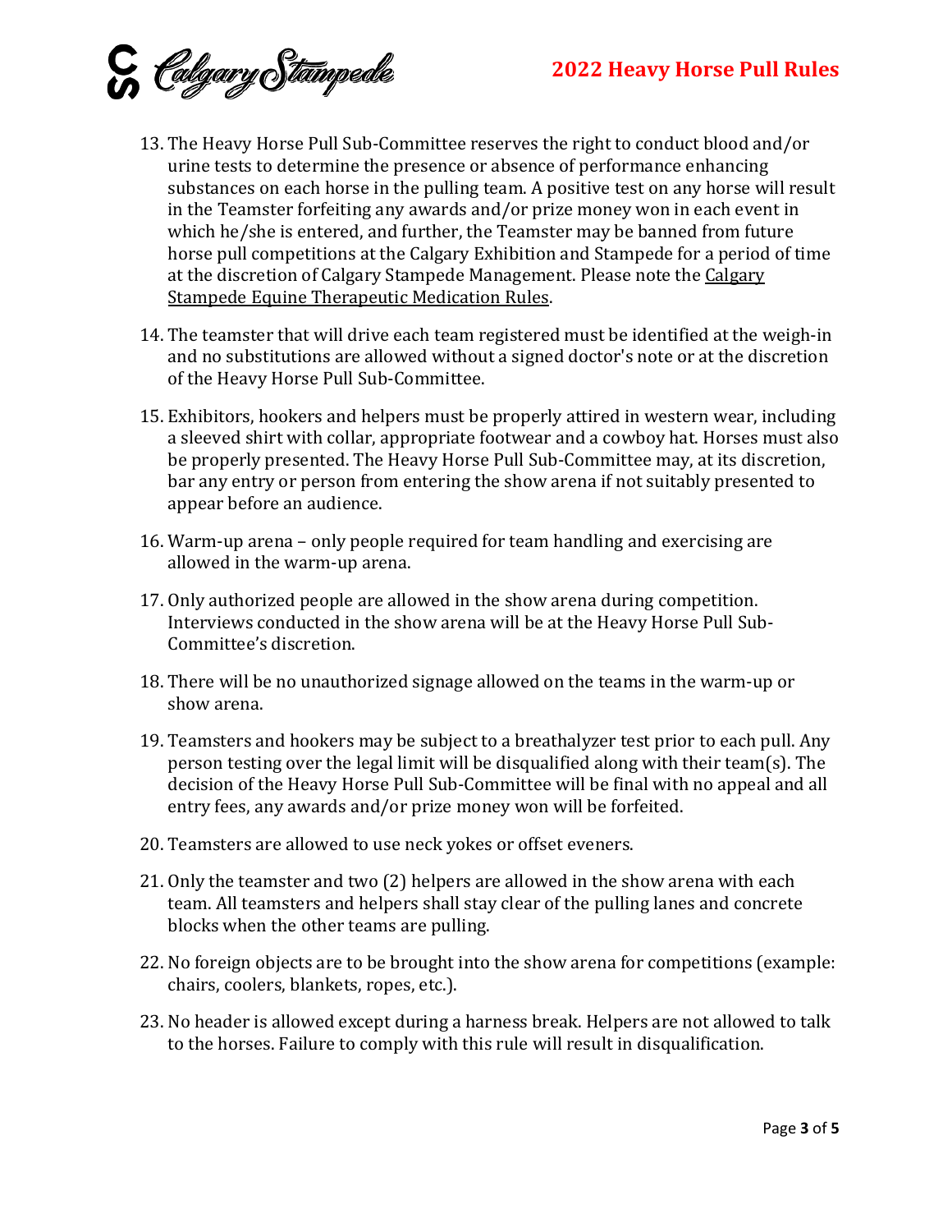13. The Heavy Horse Pull Sub-Committee reserves the right to conduct blood and/or urine tests to determine the presence or absence of performance enhancing substances on each horse in the pulling team. A positive test on any horse will result in the Teamster forfeiting any awards and/or prize money won in each event in which he/she is entered, and further, the Teamster may be banned from future horse pull competitions at the Calgary Exhibition and Stampede for a period of time at the discretion of Calgary Stampede Management. Please note the Calgary Stampede Equine Therapeutic Medication Rules.

14. The teamster that will drive each team registered must be identified at the weigh-in and no substitutions are allowed without a signed doctor's note or at the discretion of the Heavy Horse Pull Sub-Committee.

15. Exhibitors, hookers and helpers must be properly attired in western wear, including a sleeved shirt with collar, appropriate footwear and a cowboy hat. Horses must also be properly presented. The Heavy Horse Pull Sub-Committee may, at its discretion, bar any entry or person from entering the show arena if not suitably presented to appear before an audience.

16. Warm-up arena – only people required for team handling and exercising are allowed in the warm-up arena.

17. Only authorized people are allowed in the show arena during competition. Interviews conducted in the show arena will be at the Heavy Horse Pull Sub-Committee's discretion.

18. There will be no unauthorized signage allowed on the teams in the warm-up or show arena.

19. Teamsters and hookers may be subject to a breathalyzer test prior to each pull. Any person testing over the legal limit will be disqualified along with their team(s). The decision of the Heavy Horse Pull Sub-Committee will be final with no appeal and all entry fees, any awards and/or prize money won will be forfeited.

20. Teamsters are allowed to use neck yokes or offset eveners.

21. Only the teamster and two (2) helpers are allowed in the show arena with each team. All teamsters and helpers shall stay clear of the pulling lanes and concrete blocks when the other teams are pulling.

22. No foreign objects are to be brought into the show arena for competitions (example: chairs, coolers, blankets, ropes, etc.).

23. No header is allowed except during a harness break. Helpers are not allowed to talk to the horses. Failure to comply with this rule will result in disqualification.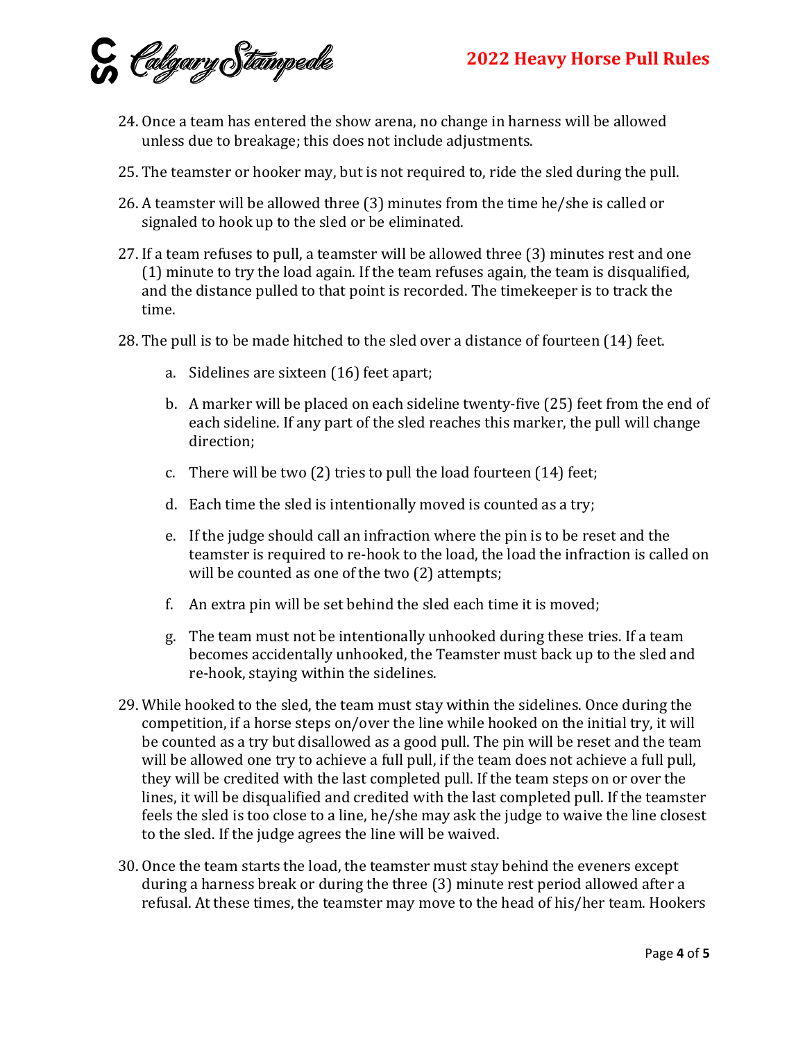24. Once a team has entered the show arena, no change in harness will be allowed unless due to breakage; this does not include adjustments.

25. The teamster or hooker may, but is not required to, ride the sled during the pull.

26. A teamster will be allowed three (3) minutes from the time he/she is called or signaled to hook up to the sled or be eliminated.

27. If a team refuses to pull, a teamster will be allowed three (3) minutes rest and one (1) minute to try the load again. If the team refuses again, the team is disqualified, and the distance pulled to that point is recorded. The timekeeper is to track the time.

28. The pull is to be made hitched to the sled over a distance of fourteen (14) feet.

    a. Sidelines are sixteen (16) feet apart;

    b. A marker will be placed on each sideline twenty-five (25) feet from the end of each sideline. If any part of the sled reaches this marker, the pull will change direction;

    c. There will be two (2) tries to pull the load fourteen (14) feet;

    d. Each time the sled is intentionally moved is counted as a try;

    e. If the judge should call an infraction where the pin is to be reset and the teamster is required to re-hook to the load, the load the infraction is called on will be counted as one of the two (2) attempts;

    f. An extra pin will be set behind the sled each time it is moved;

    g. The team must not be intentionally unhooked during these tries. If a team becomes accidentally unhooked, the Teamster must back up to the sled and re-hook, staying within the sidelines.

29. While hooked to the sled, the team must stay within the sidelines. Once during the competition, if a horse steps on/over the line while hooked on the initial try, it will be counted as a try but disallowed as a good pull. The pin will be reset and the team will be allowed one try to achieve a full pull, if the team does not achieve a full pull, they will be credited with the last completed pull. If the team steps on or over the lines, it will be disqualified and credited with the last completed pull. If the teamster feels the sled is too close to a line, he/she may ask the judge to waive the line closest to the sled. If the judge agrees the line will be waived.

30. Once the team starts the load, the teamster must stay behind the eveners except during a harness break or during the three (3) minute rest period allowed after a refusal. At these times, the teamster may move to the head of his/her team. Hookers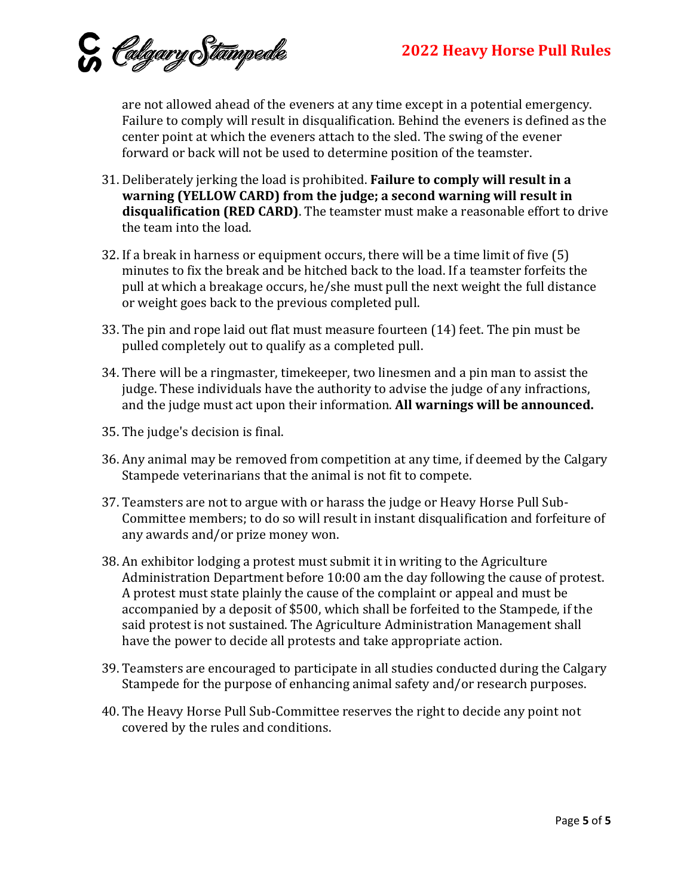are not allowed ahead of the eveners at any time except in a potential emergency. Failure to comply will result in disqualification. Behind the eveners is defined as the center point at which the eveners attach to the sled. The swing of the evener forward or back will not be used to determine position of the teamster.

31. Deliberately jerking the load is prohibited. **Failure to comply will result in a warning (YELLOW CARD) from the judge; a second warning will result in disqualification (RED CARD)**. The teamster must make a reasonable effort to drive the team into the load.

32. If a break in harness or equipment occurs, there will be a time limit of five (5) minutes to fix the break and be hitched back to the load. If a teamster forfeits the pull at which a breakage occurs, he/she must pull the next weight the full distance or weight goes back to the previous completed pull.

33. The pin and rope laid out flat must measure fourteen (14) feet. The pin must be pulled completely out to qualify as a completed pull.

34. There will be a ringmaster, timekeeper, two linesmen and a pin man to assist the judge. These individuals have the authority to advise the judge of any infractions, and the judge must act upon their information. **All warnings will be announced.**

35. The judge's decision is final.

36. Any animal may be removed from competition at any time, if deemed by the Calgary Stampede veterinarians that the animal is not fit to compete.

37. Teamsters are not to argue with or harass the judge or Heavy Horse Pull Sub-Committee members; to do so will result in instant disqualification and forfeiture of any awards and/or prize money won.

38. An exhibitor lodging a protest must submit it in writing to the Agriculture Administration Department before 10:00 am the day following the cause of protest. A protest must state plainly the cause of the complaint or appeal and must be accompanied by a deposit of $500, which shall be forfeited to the Stampede, if the said protest is not sustained. The Agriculture Administration Management shall have the power to decide all protests and take appropriate action.

39. Teamsters are encouraged to participate in all studies conducted during the Calgary Stampede for the purpose of enhancing animal safety and/or research purposes.

40. The Heavy Horse Pull Sub-Committee reserves the right to decide any point not covered by the rules and conditions.